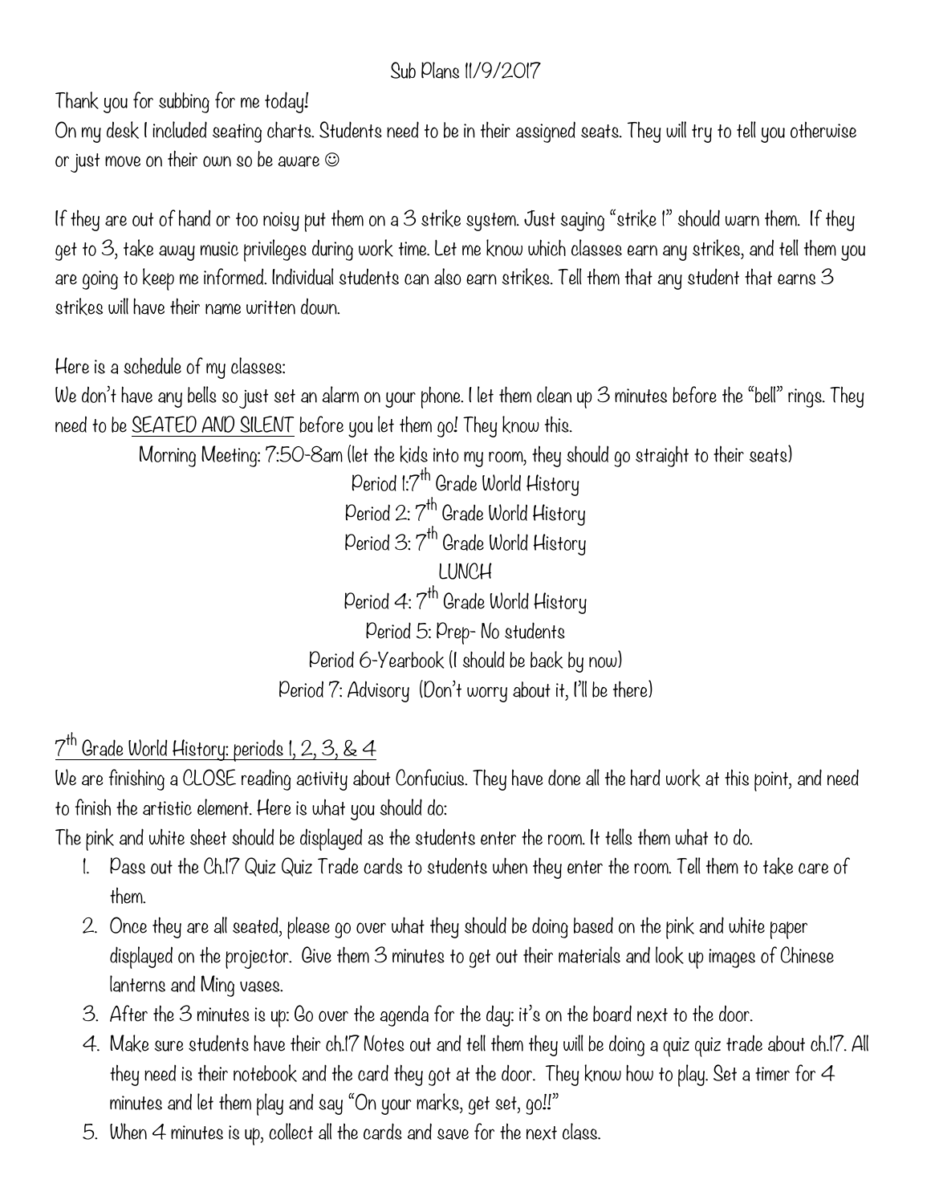Sub Plans 11/9/2017

Thank you for subbing for me today!

On my desk I included seating charts. Students need to be in their assigned seats. They will try to tell you otherwise or just move on their own so be aware ☺

If they are out of hand or too noisy put them on a 3 strike system. Just saying "strike 1" should warn them. If they get to 3, take away music privileges during work time. Let me know which classes earn any strikes, and tell them you are going to keep me informed. Individual students can also earn strikes. Tell them that any student that earns 3 strikes will have their name written down.

Here is a schedule of my classes:

We don't have any bells so just set an alarm on your phone. I let them clean up 3 minutes before the "bell" rings. They need to be <u>SEATED AND SILENT</u> before you let them go! They know this.

Morning Meeting: 7:50-8am (let the kids into my room, they should go straight to their seats)

Period 1: 7th Grade World History

Period 2: 7th Grade World History

Period 3: 7th Grade World History

LUNCH

Period 4: 7th Grade World History

Period 5: Prep- No students

Period 6-Yearbook (I should be back by now)

Period 7: Advisory (Don't worry about it, I'll be there)

<u>7th Grade World History: periods 1, 2, 3, & 4</u>

We are finishing a CLOSE reading activity about Confucius. They have done all the hard work at this point, and need to finish the artistic element. Here is what you should do:

The pink and white sheet should be displayed as the students enter the room. It tells them what to do.

1. Pass out the Ch.17 Quiz Quiz Trade cards to students when they enter the room. Tell them to take care of them.
2. Once they are all seated, please go over what they should be doing based on the pink and white paper displayed on the projector. Give them 3 minutes to get out their materials and look up images of Chinese lanterns and Ming vases.
3. After the 3 minutes is up: Go over the agenda for the day: it's on the board next to the door.
4. Make sure students have their ch.17 Notes out and tell them they will be doing a quiz quiz trade about ch.17. All they need is their notebook and the card they got at the door. They know how to play. Set a timer for 4 minutes and let them play and say "On your marks, get set, go!!"
5. When 4 minutes is up, collect all the cards and save for the next class.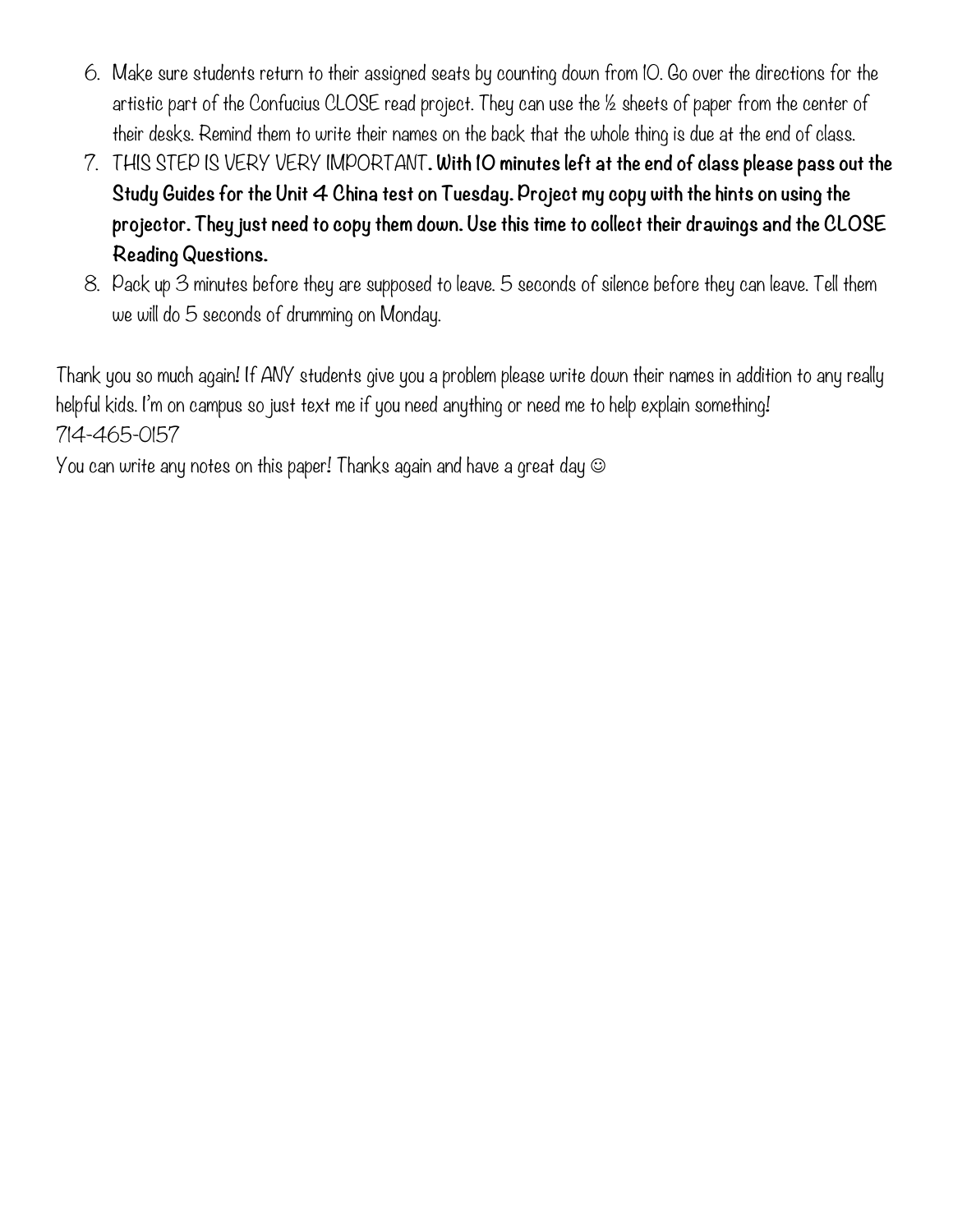6. Make sure students return to their assigned seats by counting down from 10. Go over the directions for the artistic part of the Confucius CLOSE read project. They can use the ½ sheets of paper from the center of their desks. Remind them to write their names on the back that the whole thing is due at the end of class.
7. THIS STEP IS VERY VERY IMPORTANT. **With 10 minutes left at the end of class please pass out the Study Guides for the Unit 4 China test on Tuesday. Project my copy with the hints on using the projector. They just need to copy them down. Use this time to collect their drawings and the CLOSE Reading Questions.**
8. Pack up 3 minutes before they are supposed to leave. 5 seconds of silence before they can leave. Tell them we will do 5 seconds of drumming on Monday.

Thank you so much again! If ANY students give you a problem please write down their names in addition to any really helpful kids. I'm on campus so just text me if you need anything or need me to help explain something!
714-465-0157

You can write any notes on this paper! Thanks again and have a great day ☺